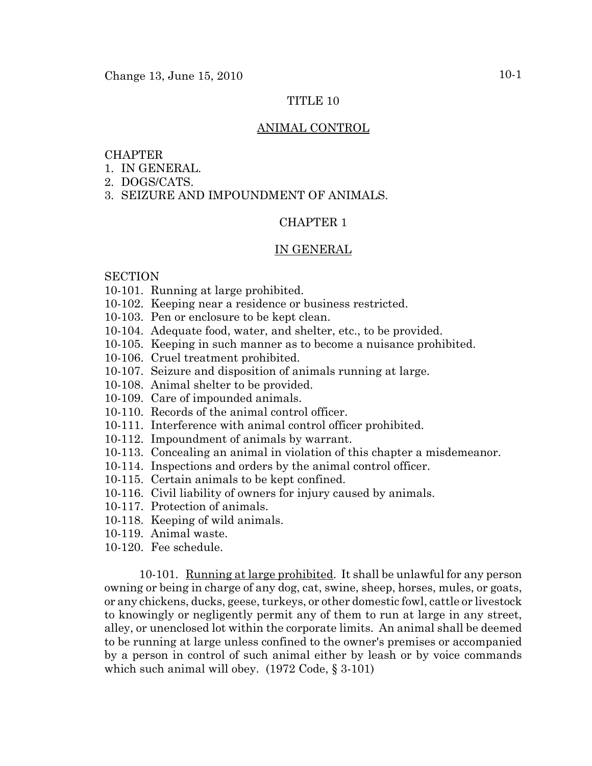# TITLE 10

## ANIMAL CONTROL

CHAPTER
1. IN GENERAL.
2. DOGS/CATS.
3. SEIZURE AND IMPOUNDMENT OF ANIMALS.

## CHAPTER 1

## IN GENERAL

SECTION
10-101. Running at large prohibited.
10-102. Keeping near a residence or business restricted.
10-103. Pen or enclosure to be kept clean.
10-104. Adequate food, water, and shelter, etc., to be provided.
10-105. Keeping in such manner as to become a nuisance prohibited.
10-106. Cruel treatment prohibited.
10-107. Seizure and disposition of animals running at large.
10-108. Animal shelter to be provided.
10-109. Care of impounded animals.
10-110. Records of the animal control officer.
10-111. Interference with animal control officer prohibited.
10-112. Impoundment of animals by warrant.
10-113. Concealing an animal in violation of this chapter a misdemeanor.
10-114. Inspections and orders by the animal control officer.
10-115. Certain animals to be kept confined.
10-116. Civil liability of owners for injury caused by animals.
10-117. Protection of animals.
10-118. Keeping of wild animals.
10-119. Animal waste.
10-120. Fee schedule.

10-101. Running at large prohibited. It shall be unlawful for any person owning or being in charge of any dog, cat, swine, sheep, horses, mules, or goats, or any chickens, ducks, geese, turkeys, or other domestic fowl, cattle or livestock to knowingly or negligently permit any of them to run at large in any street, alley, or unenclosed lot within the corporate limits. An animal shall be deemed to be running at large unless confined to the owner's premises or accompanied by a person in control of such animal either by leash or by voice commands which such animal will obey. (1972 Code, § 3-101)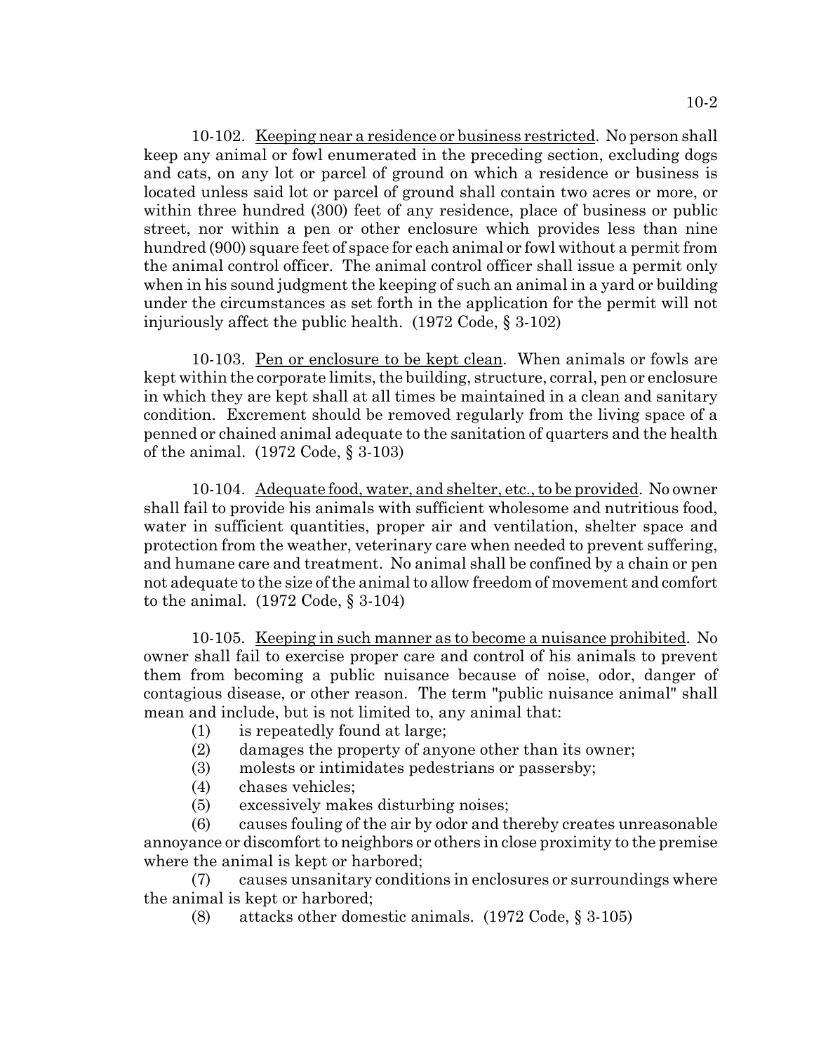10-102. <u>Keeping near a residence or business restricted</u>. No person shall keep any animal or fowl enumerated in the preceding section, excluding dogs and cats, on any lot or parcel of ground on which a residence or business is located unless said lot or parcel of ground shall contain two acres or more, or within three hundred (300) feet of any residence, place of business or public street, nor within a pen or other enclosure which provides less than nine hundred (900) square feet of space for each animal or fowl without a permit from the animal control officer. The animal control officer shall issue a permit only when in his sound judgment the keeping of such an animal in a yard or building under the circumstances as set forth in the application for the permit will not injuriously affect the public health. (1972 Code, § 3-102)

10-103. <u>Pen or enclosure to be kept clean</u>. When animals or fowls are kept within the corporate limits, the building, structure, corral, pen or enclosure in which they are kept shall at all times be maintained in a clean and sanitary condition. Excrement should be removed regularly from the living space of a penned or chained animal adequate to the sanitation of quarters and the health of the animal. (1972 Code, § 3-103)

10-104. <u>Adequate food, water, and shelter, etc., to be provided</u>. No owner shall fail to provide his animals with sufficient wholesome and nutritious food, water in sufficient quantities, proper air and ventilation, shelter space and protection from the weather, veterinary care when needed to prevent suffering, and humane care and treatment. No animal shall be confined by a chain or pen not adequate to the size of the animal to allow freedom of movement and comfort to the animal. (1972 Code, § 3-104)

10-105. <u>Keeping in such manner as to become a nuisance prohibited</u>. No owner shall fail to exercise proper care and control of his animals to prevent them from becoming a public nuisance because of noise, odor, danger of contagious disease, or other reason. The term "public nuisance animal" shall mean and include, but is not limited to, any animal that:

(1) is repeatedly found at large;

(2) damages the property of anyone other than its owner;

(3) molests or intimidates pedestrians or passersby;

(4) chases vehicles;

(5) excessively makes disturbing noises;

(6) causes fouling of the air by odor and thereby creates unreasonable annoyance or discomfort to neighbors or others in close proximity to the premise where the animal is kept or harbored;

(7) causes unsanitary conditions in enclosures or surroundings where the animal is kept or harbored;

(8) attacks other domestic animals. (1972 Code, § 3-105)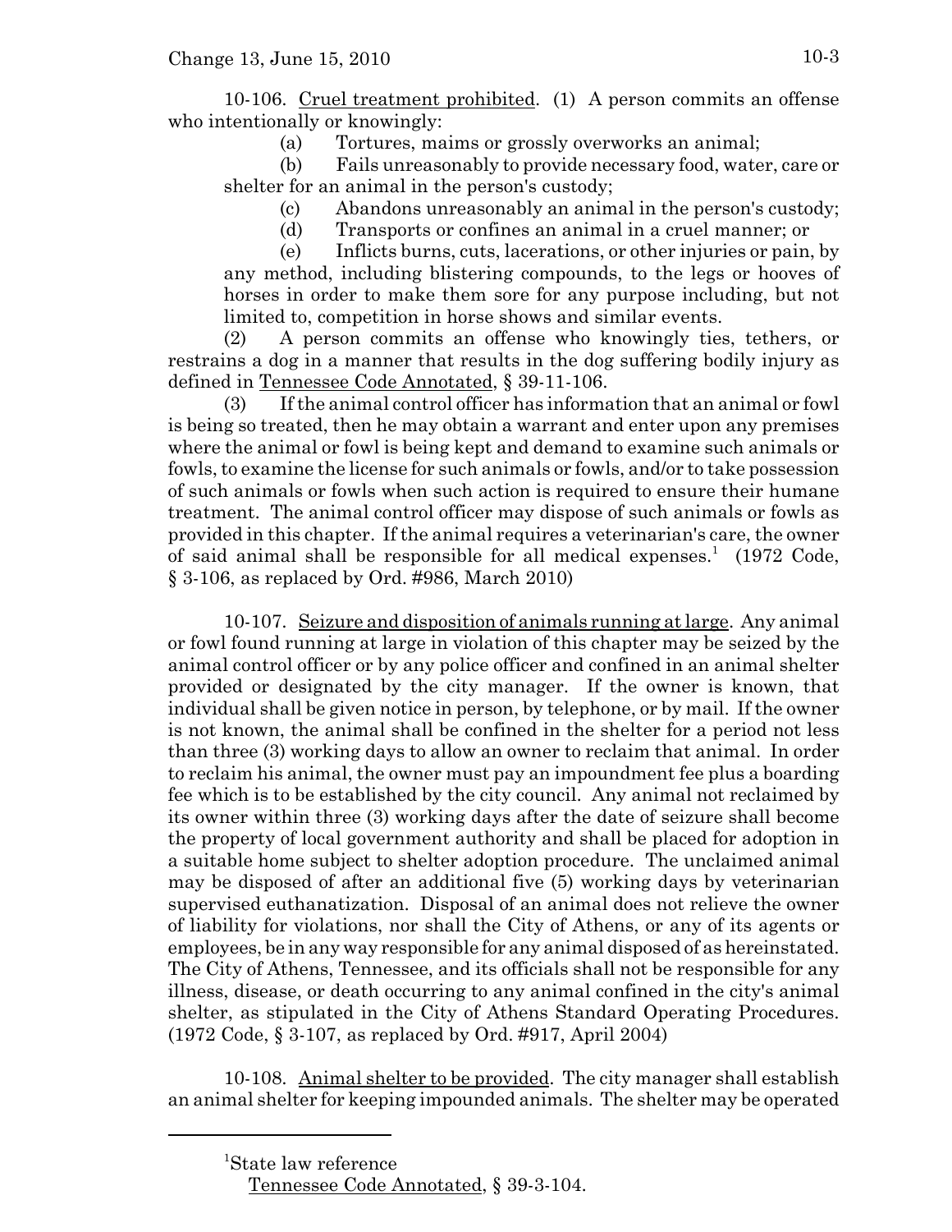10-106. Cruel treatment prohibited. (1) A person commits an offense who intentionally or knowingly:

(a) Tortures, maims or grossly overworks an animal;

(b) Fails unreasonably to provide necessary food, water, care or shelter for an animal in the person's custody;

(c) Abandons unreasonably an animal in the person's custody;

(d) Transports or confines an animal in a cruel manner; or

(e) Inflicts burns, cuts, lacerations, or other injuries or pain, by any method, including blistering compounds, to the legs or hooves of horses in order to make them sore for any purpose including, but not limited to, competition in horse shows and similar events.

(2) A person commits an offense who knowingly ties, tethers, or restrains a dog in a manner that results in the dog suffering bodily injury as defined in Tennessee Code Annotated, § 39-11-106.

(3) If the animal control officer has information that an animal or fowl is being so treated, then he may obtain a warrant and enter upon any premises where the animal or fowl is being kept and demand to examine such animals or fowls, to examine the license for such animals or fowls, and/or to take possession of such animals or fowls when such action is required to ensure their humane treatment. The animal control officer may dispose of such animals or fowls as provided in this chapter. If the animal requires a veterinarian's care, the owner of said animal shall be responsible for all medical expenses.[1] (1972 Code, § 3-106, as replaced by Ord. #986, March 2010)

10-107. Seizure and disposition of animals running at large. Any animal or fowl found running at large in violation of this chapter may be seized by the animal control officer or by any police officer and confined in an animal shelter provided or designated by the city manager. If the owner is known, that individual shall be given notice in person, by telephone, or by mail. If the owner is not known, the animal shall be confined in the shelter for a period not less than three (3) working days to allow an owner to reclaim that animal. In order to reclaim his animal, the owner must pay an impoundment fee plus a boarding fee which is to be established by the city council. Any animal not reclaimed by its owner within three (3) working days after the date of seizure shall become the property of local government authority and shall be placed for adoption in a suitable home subject to shelter adoption procedure. The unclaimed animal may be disposed of after an additional five (5) working days by veterinarian supervised euthanatization. Disposal of an animal does not relieve the owner of liability for violations, nor shall the City of Athens, or any of its agents or employees, be in any way responsible for any animal disposed of as hereinstated. The City of Athens, Tennessee, and its officials shall not be responsible for any illness, disease, or death occurring to any animal confined in the city's animal shelter, as stipulated in the City of Athens Standard Operating Procedures. (1972 Code, § 3-107, as replaced by Ord. #917, April 2004)

10-108. Animal shelter to be provided. The city manager shall establish an animal shelter for keeping impounded animals. The shelter may be operated

---

[1]State law reference

Tennessee Code Annotated, § 39-3-104.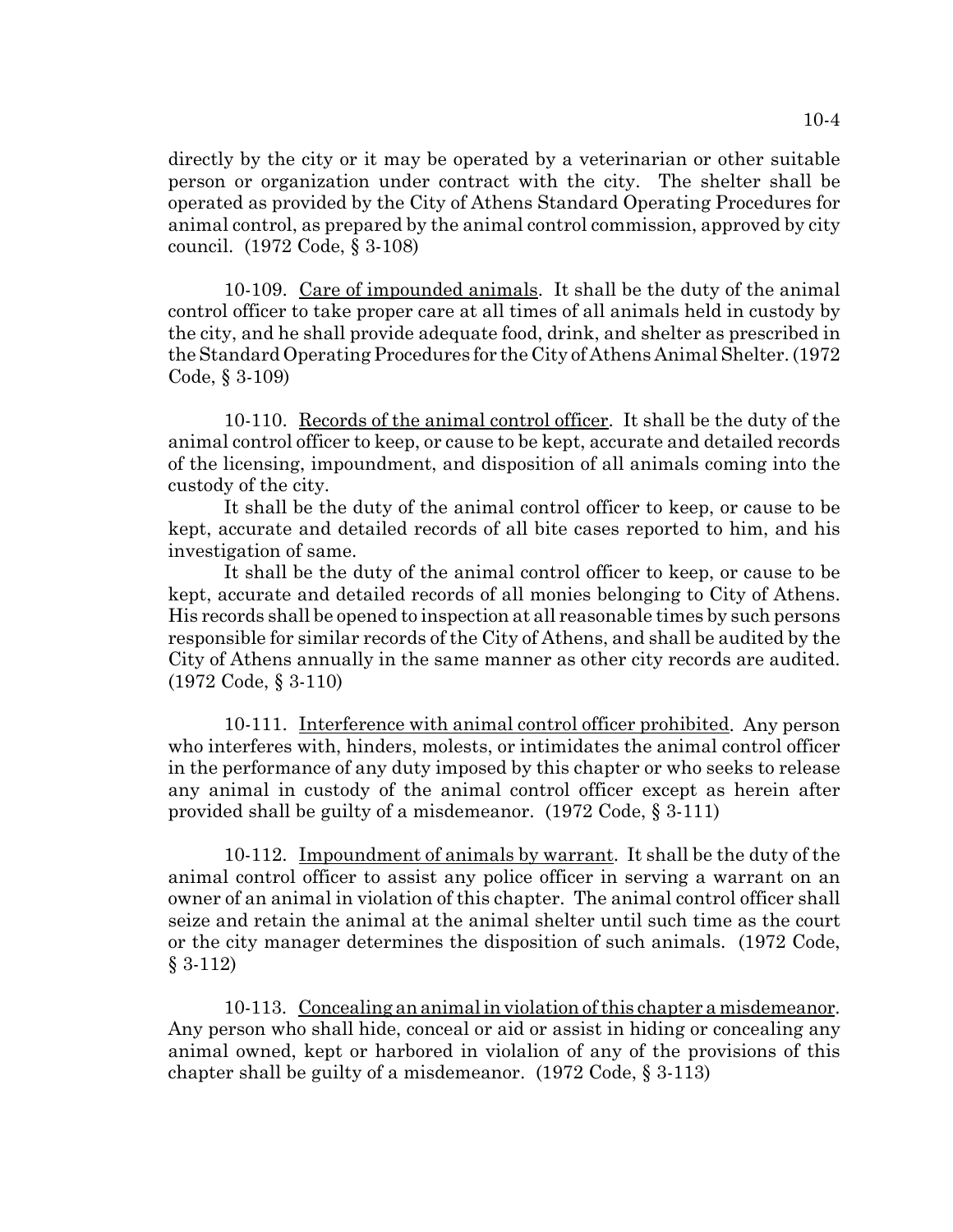directly by the city or it may be operated by a veterinarian or other suitable person or organization under contract with the city. The shelter shall be operated as provided by the City of Athens Standard Operating Procedures for animal control, as prepared by the animal control commission, approved by city council. (1972 Code, § 3-108)

10-109. Care of impounded animals. It shall be the duty of the animal control officer to take proper care at all times of all animals held in custody by the city, and he shall provide adequate food, drink, and shelter as prescribed in the Standard Operating Procedures for the City of Athens Animal Shelter. (1972 Code, § 3-109)

10-110. Records of the animal control officer. It shall be the duty of the animal control officer to keep, or cause to be kept, accurate and detailed records of the licensing, impoundment, and disposition of all animals coming into the custody of the city.

It shall be the duty of the animal control officer to keep, or cause to be kept, accurate and detailed records of all bite cases reported to him, and his investigation of same.

It shall be the duty of the animal control officer to keep, or cause to be kept, accurate and detailed records of all monies belonging to City of Athens. His records shall be opened to inspection at all reasonable times by such persons responsible for similar records of the City of Athens, and shall be audited by the City of Athens annually in the same manner as other city records are audited. (1972 Code, § 3-110)

10-111. Interference with animal control officer prohibited. Any person who interferes with, hinders, molests, or intimidates the animal control officer in the performance of any duty imposed by this chapter or who seeks to release any animal in custody of the animal control officer except as herein after provided shall be guilty of a misdemeanor. (1972 Code, § 3-111)

10-112. Impoundment of animals by warrant. It shall be the duty of the animal control officer to assist any police officer in serving a warrant on an owner of an animal in violation of this chapter. The animal control officer shall seize and retain the animal at the animal shelter until such time as the court or the city manager determines the disposition of such animals. (1972 Code, § 3-112)

10-113. Concealing an animal in violation of this chapter a misdemeanor. Any person who shall hide, conceal or aid or assist in hiding or concealing any animal owned, kept or harbored in violalion of any of the provisions of this chapter shall be guilty of a misdemeanor. (1972 Code, § 3-113)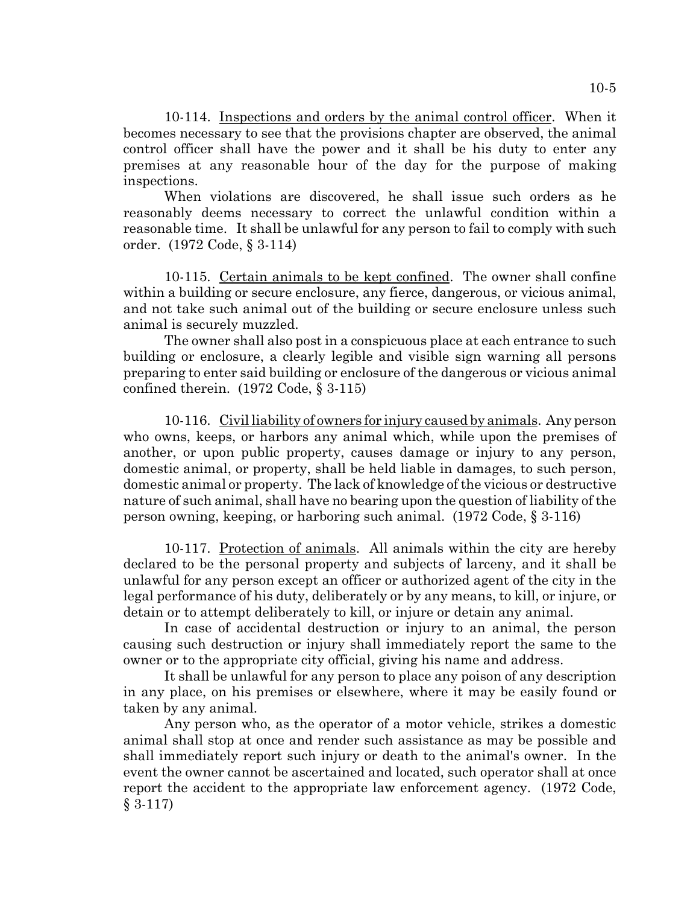10-114. Inspections and orders by the animal control officer. When it becomes necessary to see that the provisions chapter are observed, the animal control officer shall have the power and it shall be his duty to enter any premises at any reasonable hour of the day for the purpose of making inspections.

When violations are discovered, he shall issue such orders as he reasonably deems necessary to correct the unlawful condition within a reasonable time. It shall be unlawful for any person to fail to comply with such order. (1972 Code, § 3-114)

10-115. Certain animals to be kept confined. The owner shall confine within a building or secure enclosure, any fierce, dangerous, or vicious animal, and not take such animal out of the building or secure enclosure unless such animal is securely muzzled.

The owner shall also post in a conspicuous place at each entrance to such building or enclosure, a clearly legible and visible sign warning all persons preparing to enter said building or enclosure of the dangerous or vicious animal confined therein. (1972 Code, § 3-115)

10-116. Civil liability of owners for injury caused by animals. Any person who owns, keeps, or harbors any animal which, while upon the premises of another, or upon public property, causes damage or injury to any person, domestic animal, or property, shall be held liable in damages, to such person, domestic animal or property. The lack of knowledge of the vicious or destructive nature of such animal, shall have no bearing upon the question of liability of the person owning, keeping, or harboring such animal. (1972 Code, § 3-116)

10-117. Protection of animals. All animals within the city are hereby declared to be the personal property and subjects of larceny, and it shall be unlawful for any person except an officer or authorized agent of the city in the legal performance of his duty, deliberately or by any means, to kill, or injure, or detain or to attempt deliberately to kill, or injure or detain any animal.

In case of accidental destruction or injury to an animal, the person causing such destruction or injury shall immediately report the same to the owner or to the appropriate city official, giving his name and address.

It shall be unlawful for any person to place any poison of any description in any place, on his premises or elsewhere, where it may be easily found or taken by any animal.

Any person who, as the operator of a motor vehicle, strikes a domestic animal shall stop at once and render such assistance as may be possible and shall immediately report such injury or death to the animal's owner. In the event the owner cannot be ascertained and located, such operator shall at once report the accident to the appropriate law enforcement agency. (1972 Code, § 3-117)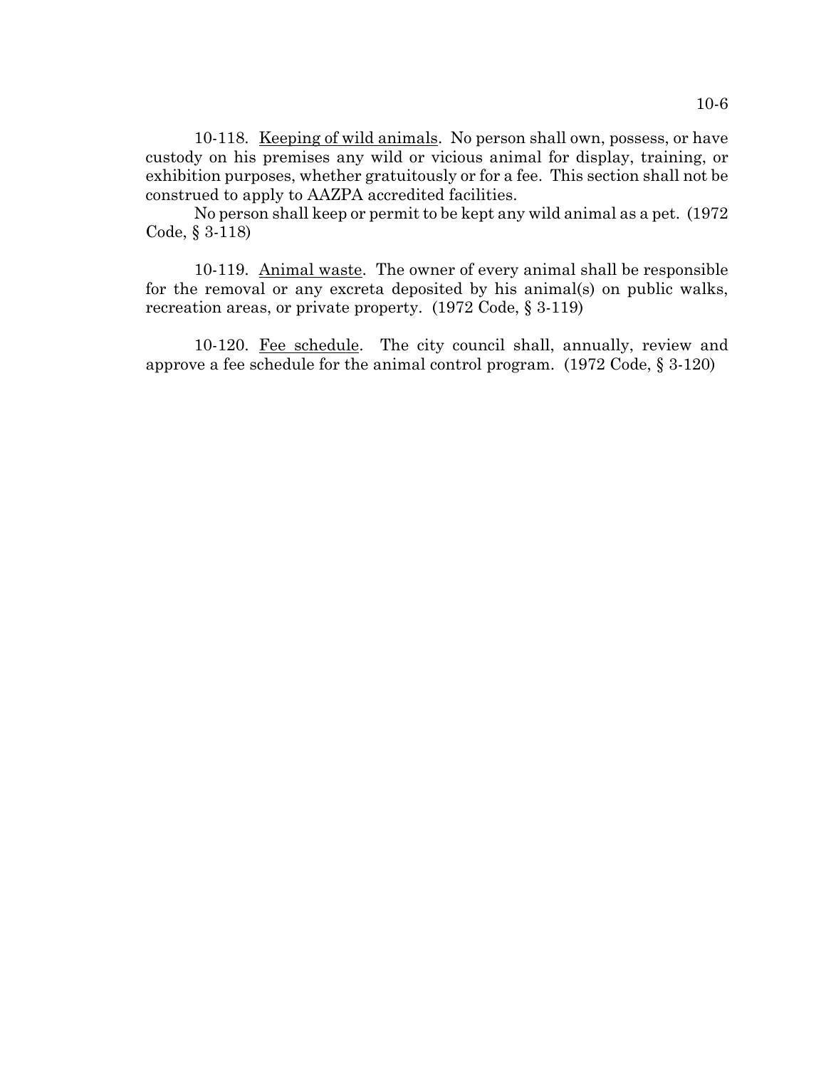10-118. Keeping of wild animals. No person shall own, possess, or have custody on his premises any wild or vicious animal for display, training, or exhibition purposes, whether gratuitously or for a fee. This section shall not be construed to apply to AAZPA accredited facilities.

No person shall keep or permit to be kept any wild animal as a pet. (1972 Code, § 3-118)

10-119. Animal waste. The owner of every animal shall be responsible for the removal or any excreta deposited by his animal(s) on public walks, recreation areas, or private property. (1972 Code, § 3-119)

10-120. Fee schedule. The city council shall, annually, review and approve a fee schedule for the animal control program. (1972 Code, § 3-120)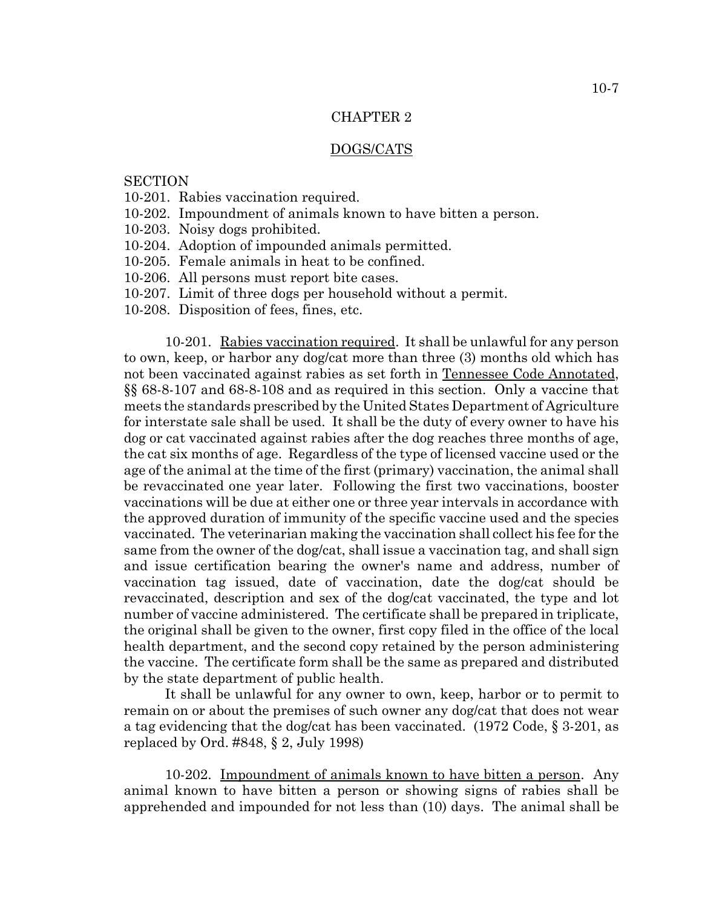# CHAPTER 2

## DOGS/CATS

SECTION
10-201. Rabies vaccination required.
10-202. Impoundment of animals known to have bitten a person.
10-203. Noisy dogs prohibited.
10-204. Adoption of impounded animals permitted.
10-205. Female animals in heat to be confined.
10-206. All persons must report bite cases.
10-207. Limit of three dogs per household without a permit.
10-208. Disposition of fees, fines, etc.

**10-201. Rabies vaccination required.** It shall be unlawful for any person to own, keep, or harbor any dog/cat more than three (3) months old which has not been vaccinated against rabies as set forth in *Tennessee Code Annotated*, §§ 68-8-107 and 68-8-108 and as required in this section. Only a vaccine that meets the standards prescribed by the United States Department of Agriculture for interstate sale shall be used. It shall be the duty of every owner to have his dog or cat vaccinated against rabies after the dog reaches three months of age, the cat six months of age. Regardless of the type of licensed vaccine used or the age of the animal at the time of the first (primary) vaccination, the animal shall be revaccinated one year later. Following the first two vaccinations, booster vaccinations will be due at either one or three year intervals in accordance with the approved duration of immunity of the specific vaccine used and the species vaccinated. The veterinarian making the vaccination shall collect his fee for the same from the owner of the dog/cat, shall issue a vaccination tag, and shall sign and issue certification bearing the owner's name and address, number of vaccination tag issued, date of vaccination, date the dog/cat should be revaccinated, description and sex of the dog/cat vaccinated, the type and lot number of vaccine administered. The certificate shall be prepared in triplicate, the original shall be given to the owner, first copy filed in the office of the local health department, and the second copy retained by the person administering the vaccine. The certificate form shall be the same as prepared and distributed by the state department of public health.

It shall be unlawful for any owner to own, keep, harbor or to permit to remain on or about the premises of such owner any dog/cat that does not wear a tag evidencing that the dog/cat has been vaccinated. (1972 Code, § 3-201, as replaced by Ord. #848, § 2, July 1998)

**10-202. Impoundment of animals known to have bitten a person.** Any animal known to have bitten a person or showing signs of rabies shall be apprehended and impounded for not less than (10) days. The animal shall be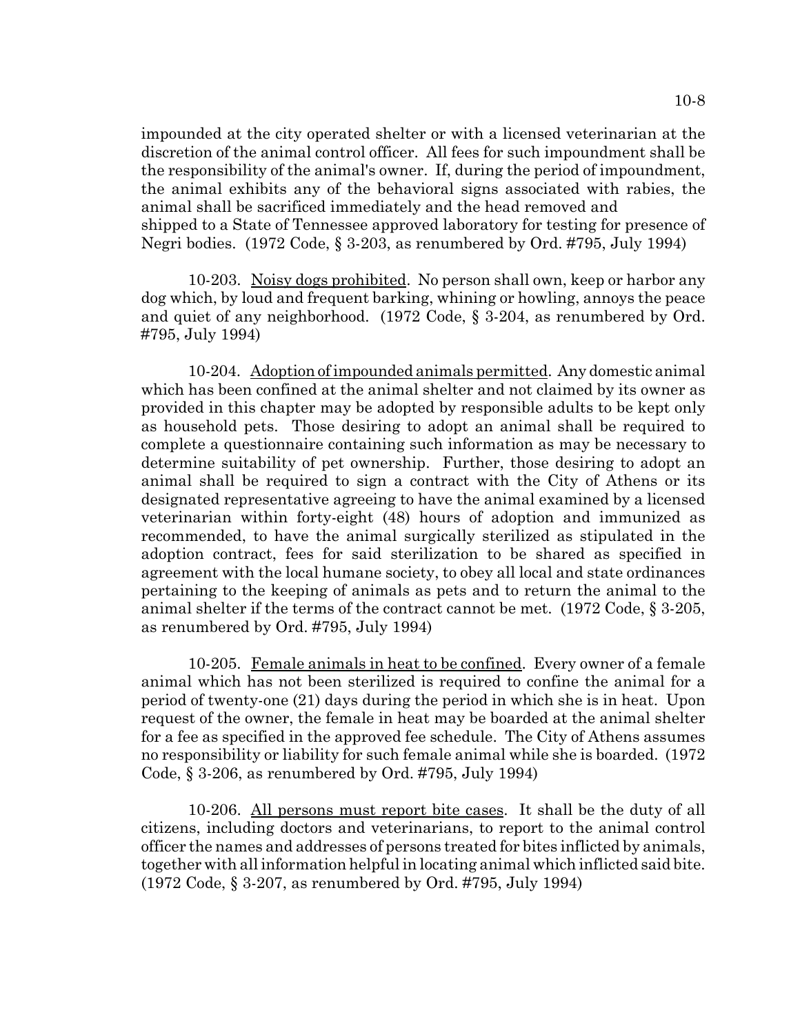impounded at the city operated shelter or with a licensed veterinarian at the discretion of the animal control officer. All fees for such impoundment shall be the responsibility of the animal's owner. If, during the period of impoundment, the animal exhibits any of the behavioral signs associated with rabies, the animal shall be sacrificed immediately and the head removed and shipped to a State of Tennessee approved laboratory for testing for presence of Negri bodies. (1972 Code, § 3-203, as renumbered by Ord. #795, July 1994)

10-203. Noisy dogs prohibited. No person shall own, keep or harbor any dog which, by loud and frequent barking, whining or howling, annoys the peace and quiet of any neighborhood. (1972 Code, § 3-204, as renumbered by Ord. #795, July 1994)

10-204. Adoption of impounded animals permitted. Any domestic animal which has been confined at the animal shelter and not claimed by its owner as provided in this chapter may be adopted by responsible adults to be kept only as household pets. Those desiring to adopt an animal shall be required to complete a questionnaire containing such information as may be necessary to determine suitability of pet ownership. Further, those desiring to adopt an animal shall be required to sign a contract with the City of Athens or its designated representative agreeing to have the animal examined by a licensed veterinarian within forty-eight (48) hours of adoption and immunized as recommended, to have the animal surgically sterilized as stipulated in the adoption contract, fees for said sterilization to be shared as specified in agreement with the local humane society, to obey all local and state ordinances pertaining to the keeping of animals as pets and to return the animal to the animal shelter if the terms of the contract cannot be met. (1972 Code, § 3-205, as renumbered by Ord. #795, July 1994)

10-205. Female animals in heat to be confined. Every owner of a female animal which has not been sterilized is required to confine the animal for a period of twenty-one (21) days during the period in which she is in heat. Upon request of the owner, the female in heat may be boarded at the animal shelter for a fee as specified in the approved fee schedule. The City of Athens assumes no responsibility or liability for such female animal while she is boarded. (1972 Code, § 3-206, as renumbered by Ord. #795, July 1994)

10-206. All persons must report bite cases. It shall be the duty of all citizens, including doctors and veterinarians, to report to the animal control officer the names and addresses of persons treated for bites inflicted by animals, together with all information helpful in locating animal which inflicted said bite. (1972 Code, § 3-207, as renumbered by Ord. #795, July 1994)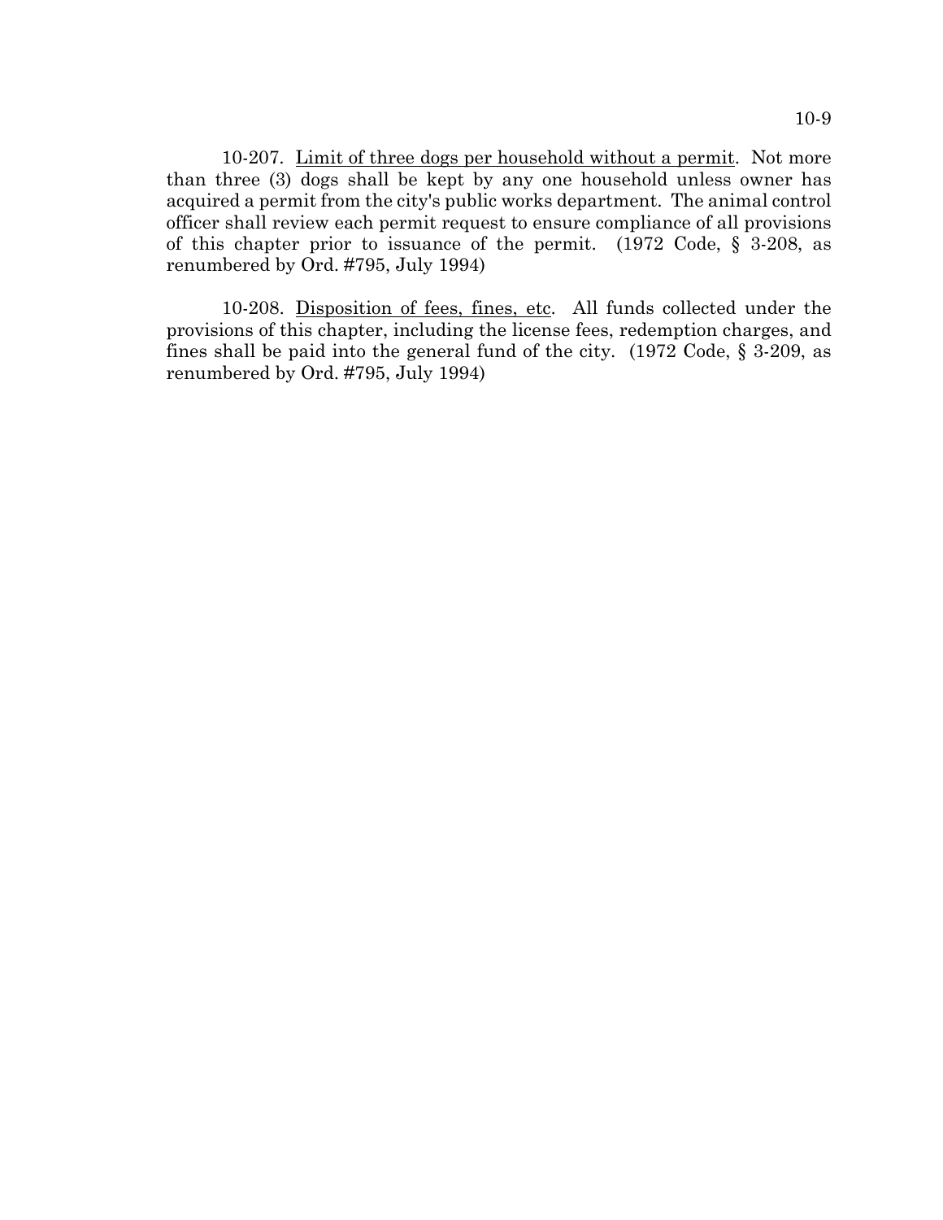10-207. Limit of three dogs per household without a permit. Not more than three (3) dogs shall be kept by any one household unless owner has acquired a permit from the city's public works department. The animal control officer shall review each permit request to ensure compliance of all provisions of this chapter prior to issuance of the permit. (1972 Code, § 3-208, as renumbered by Ord. #795, July 1994)

10-208. Disposition of fees, fines, etc. All funds collected under the provisions of this chapter, including the license fees, redemption charges, and fines shall be paid into the general fund of the city. (1972 Code, § 3-209, as renumbered by Ord. #795, July 1994)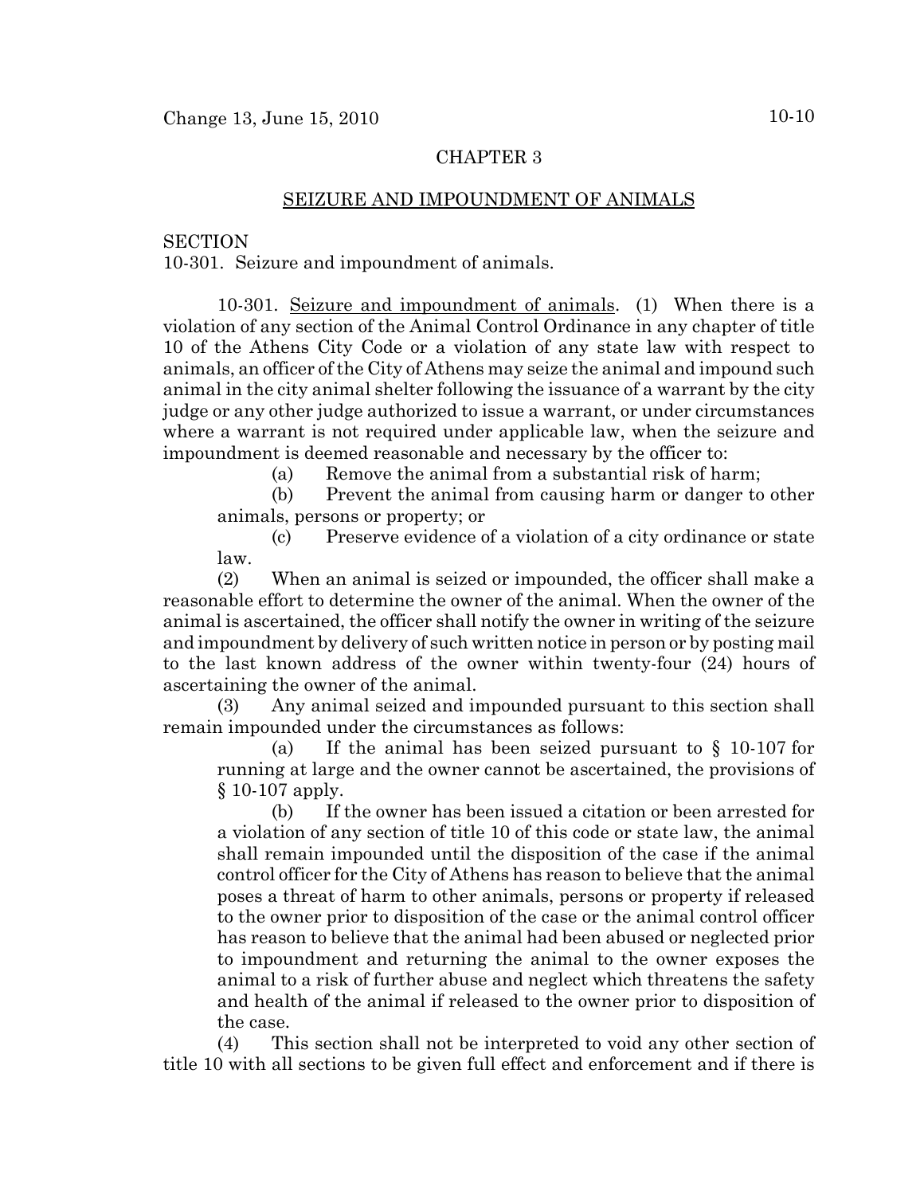## CHAPTER 3

## SEIZURE AND IMPOUNDMENT OF ANIMALS

SECTION
10-301. Seizure and impoundment of animals.

10-301. Seizure and impoundment of animals. (1) When there is a violation of any section of the Animal Control Ordinance in any chapter of title 10 of the Athens City Code or a violation of any state law with respect to animals, an officer of the City of Athens may seize the animal and impound such animal in the city animal shelter following the issuance of a warrant by the city judge or any other judge authorized to issue a warrant, or under circumstances where a warrant is not required under applicable law, when the seizure and impoundment is deemed reasonable and necessary by the officer to:

(a) Remove the animal from a substantial risk of harm;

(b) Prevent the animal from causing harm or danger to other animals, persons or property; or

(c) Preserve evidence of a violation of a city ordinance or state law.

(2) When an animal is seized or impounded, the officer shall make a reasonable effort to determine the owner of the animal. When the owner of the animal is ascertained, the officer shall notify the owner in writing of the seizure and impoundment by delivery of such written notice in person or by posting mail to the last known address of the owner within twenty-four (24) hours of ascertaining the owner of the animal.

(3) Any animal seized and impounded pursuant to this section shall remain impounded under the circumstances as follows:

(a) If the animal has been seized pursuant to § 10-107 for running at large and the owner cannot be ascertained, the provisions of § 10-107 apply.

(b) If the owner has been issued a citation or been arrested for a violation of any section of title 10 of this code or state law, the animal shall remain impounded until the disposition of the case if the animal control officer for the City of Athens has reason to believe that the animal poses a threat of harm to other animals, persons or property if released to the owner prior to disposition of the case or the animal control officer has reason to believe that the animal had been abused or neglected prior to impoundment and returning the animal to the owner exposes the animal to a risk of further abuse and neglect which threatens the safety and health of the animal if released to the owner prior to disposition of the case.

(4) This section shall not be interpreted to void any other section of title 10 with all sections to be given full effect and enforcement and if there is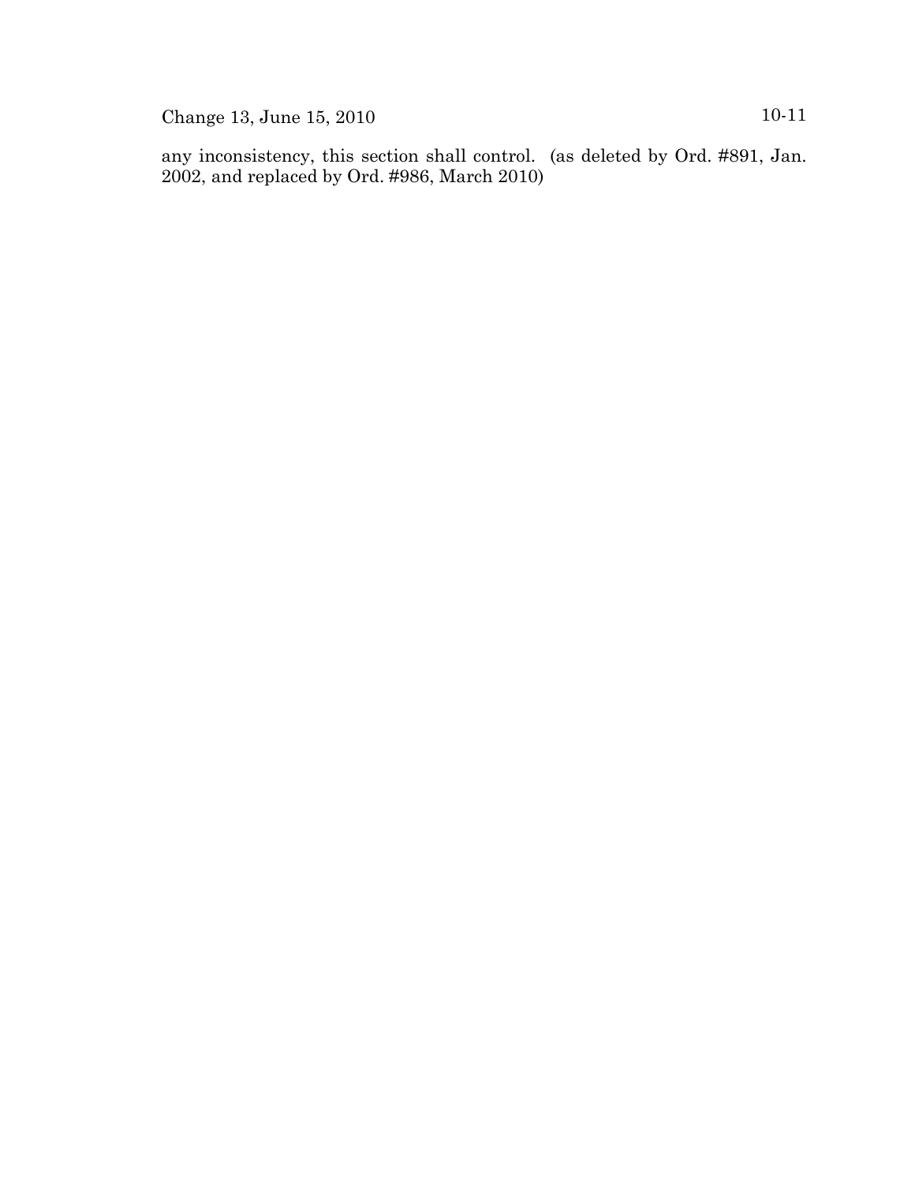any inconsistency, this section shall control. (as deleted by Ord. #891, Jan. 2002, and replaced by Ord. #986, March 2010)